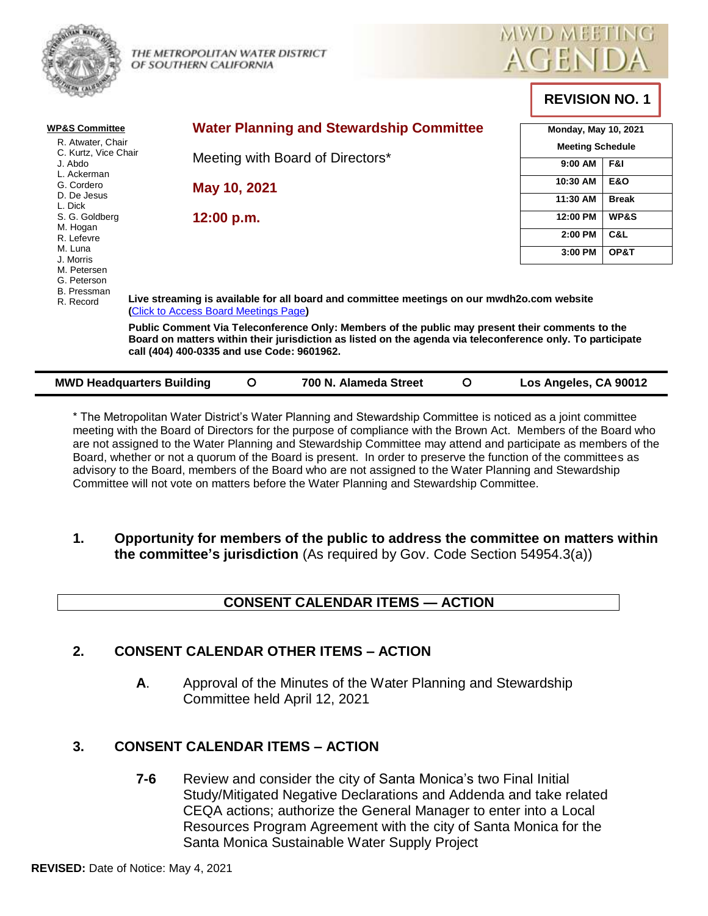THE METROPOLITAN WATER DISTRICT OF SOUTHERN CALIFORNIA

# MWD MEETING AGENDA

**REVISION NO. 1**

**WP&S Committee**

- R. Atwater, Chair
- C. Kurtz, Vice Chair
- J. Abdo
- L. Ackerman
- G. Cordero
- D. De Jesus
- L. Dick
- S. G. Goldberg
- M. Hogan
- R. Lefevre
- M. Luna
- J. Morris
- M. Petersen
- G. Peterson
- B. Pressman
- R. Record

## Water Planning and Stewardship Committee

Meeting with Board of Directors*

**May 10, 2021**

**12:00 p.m.**

| Monday, May 10, 2021 | |
|---|---|
| **Meeting Schedule** | |
| 9:00 AM | F&I |
| 10:30 AM | E&O |
| 11:30 AM | Break |
| 12:00 PM | WP&S |
| 2:00 PM | C&L |
| 3:00 PM | OP&T |

**Live streaming is available for all board and committee meetings on our mwdh2o.com website ([Click to Access Board Meetings Page])**

**Public Comment Via Teleconference Only: Members of the public may present their comments to the Board on matters within their jurisdiction as listed on the agenda via teleconference only. To participate call (404) 400-0335 and use Code: 9601962.**

**MWD Headquarters Building** ○ **700 N. Alameda Street** ○ **Los Angeles, CA 90012**

* The Metropolitan Water District's Water Planning and Stewardship Committee is noticed as a joint committee meeting with the Board of Directors for the purpose of compliance with the Brown Act. Members of the Board who are not assigned to the Water Planning and Stewardship Committee may attend and participate as members of the Board, whether or not a quorum of the Board is present. In order to preserve the function of the committees as advisory to the Board, members of the Board who are not assigned to the Water Planning and Stewardship Committee will not vote on matters before the Water Planning and Stewardship Committee.

**1. Opportunity for members of the public to address the committee on matters within the committee's jurisdiction** (As required by Gov. Code Section 54954.3(a))

**CONSENT CALENDAR ITEMS — ACTION**

**2. CONSENT CALENDAR OTHER ITEMS – ACTION**

**A**. Approval of the Minutes of the Water Planning and Stewardship Committee held April 12, 2021

**3. CONSENT CALENDAR ITEMS – ACTION**

**7-6** Review and consider the city of Santa Monica's two Final Initial Study/Mitigated Negative Declarations and Addenda and take related CEQA actions; authorize the General Manager to enter into a Local Resources Program Agreement with the city of Santa Monica for the Santa Monica Sustainable Water Supply Project

**REVISED:** Date of Notice: May 4, 2021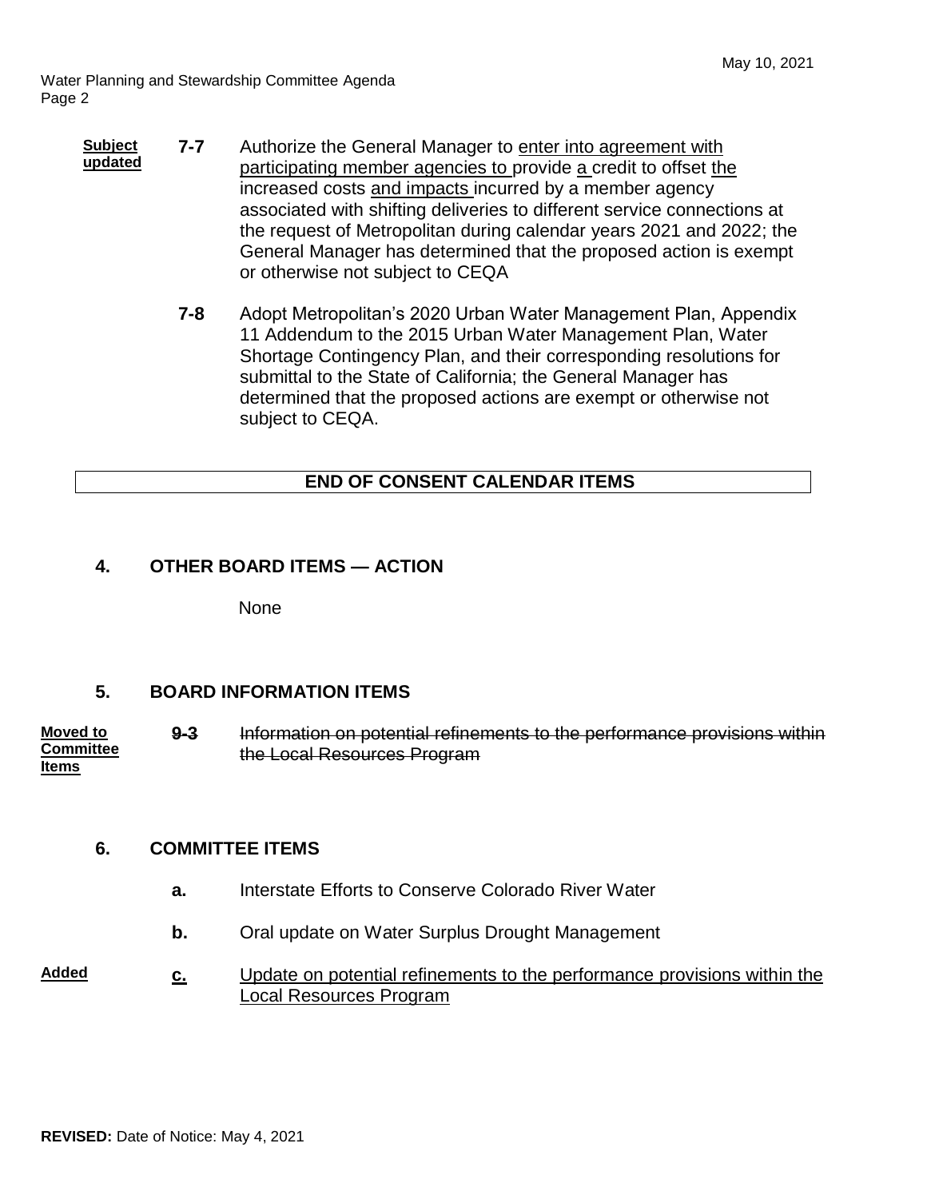**Subject updated** **7-7** Authorize the General Manager to <u>enter into agreement with participating member agencies to</u> provide <u>a</u> credit to offset <u>the</u> increased costs <u>and impacts</u> incurred by a member agency associated with shifting deliveries to different service connections at the request of Metropolitan during calendar years 2021 and 2022; the General Manager has determined that the proposed action is exempt or otherwise not subject to CEQA

**7-8** Adopt Metropolitan's 2020 Urban Water Management Plan, Appendix 11 Addendum to the 2015 Urban Water Management Plan, Water Shortage Contingency Plan, and their corresponding resolutions for submittal to the State of California; the General Manager has determined that the proposed actions are exempt or otherwise not subject to CEQA.

**END OF CONSENT CALENDAR ITEMS**

## 4. OTHER BOARD ITEMS — ACTION

None

## 5. BOARD INFORMATION ITEMS

**Moved to Committee Items** ~~**9-3** Information on potential refinements to the performance provisions within the Local Resources Program~~

## 6. COMMITTEE ITEMS

**a.** Interstate Efforts to Conserve Colorado River Water

**b.** Oral update on Water Surplus Drought Management

**Added** <u>**c.**</u> <u>Update on potential refinements to the performance provisions within the Local Resources Program</u>

**REVISED:** Date of Notice: May 4, 2021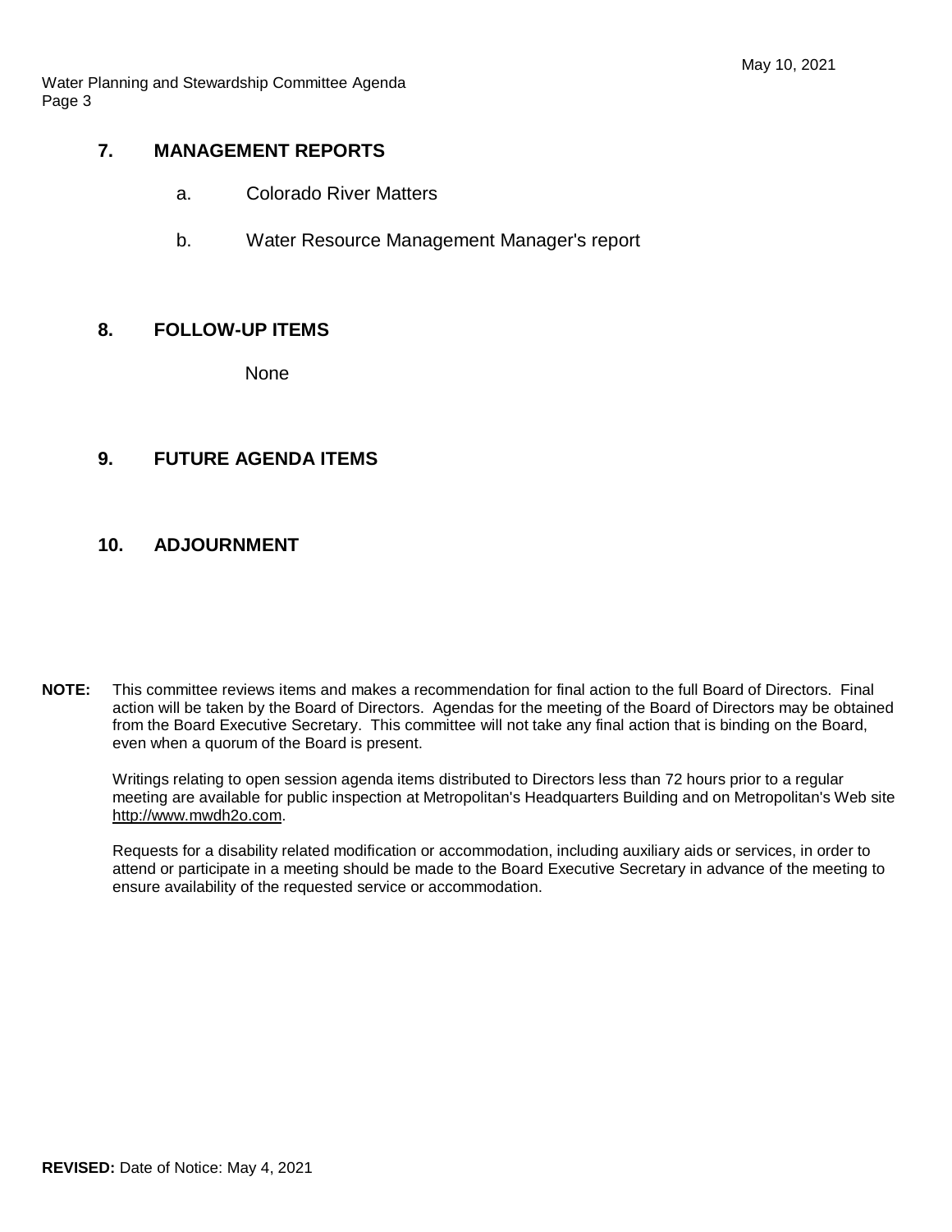## 7. MANAGEMENT REPORTS

a. Colorado River Matters

b. Water Resource Management Manager's report

## 8. FOLLOW-UP ITEMS

None

## 9. FUTURE AGENDA ITEMS

## 10. ADJOURNMENT

**NOTE:** This committee reviews items and makes a recommendation for final action to the full Board of Directors. Final action will be taken by the Board of Directors. Agendas for the meeting of the Board of Directors may be obtained from the Board Executive Secretary. This committee will not take any final action that is binding on the Board, even when a quorum of the Board is present.

Writings relating to open session agenda items distributed to Directors less than 72 hours prior to a regular meeting are available for public inspection at Metropolitan's Headquarters Building and on Metropolitan's Web site http://www.mwdh2o.com.

Requests for a disability related modification or accommodation, including auxiliary aids or services, in order to attend or participate in a meeting should be made to the Board Executive Secretary in advance of the meeting to ensure availability of the requested service or accommodation.

**REVISED:** Date of Notice: May 4, 2021